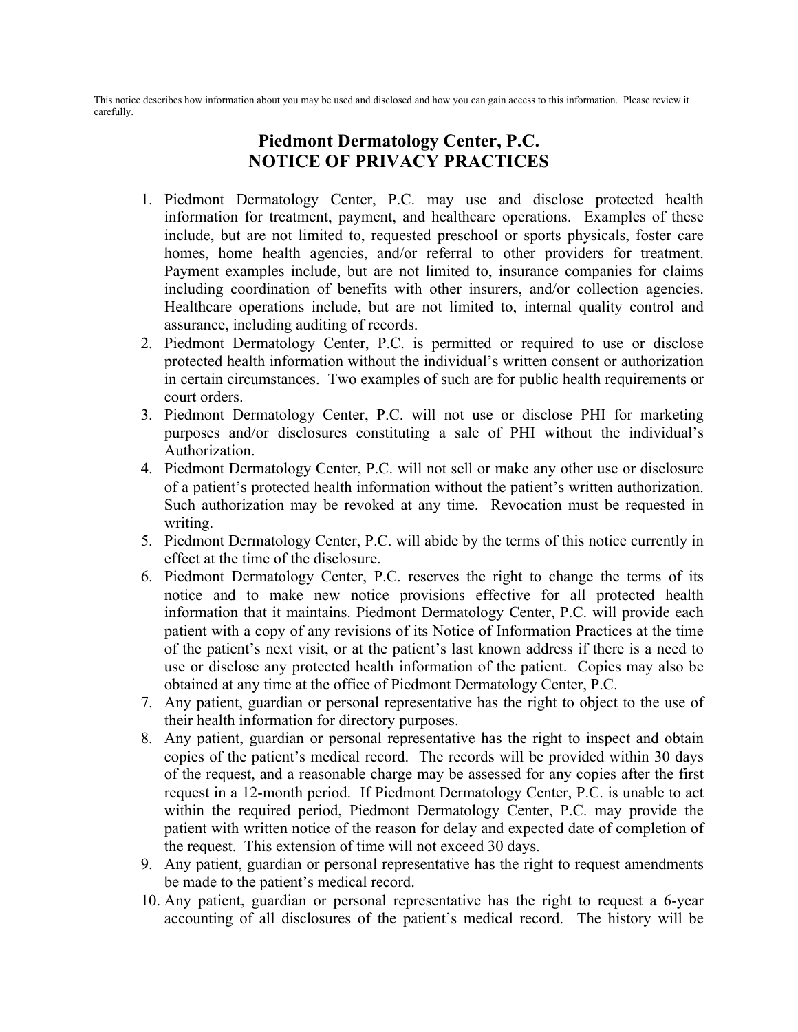This notice describes how information about you may be used and disclosed and how you can gain access to this information. Please review it carefully.

# Piedmont Dermatology Center, P.C.
# NOTICE OF PRIVACY PRACTICES

1. Piedmont Dermatology Center, P.C. may use and disclose protected health information for treatment, payment, and healthcare operations. Examples of these include, but are not limited to, requested preschool or sports physicals, foster care homes, home health agencies, and/or referral to other providers for treatment. Payment examples include, but are not limited to, insurance companies for claims including coordination of benefits with other insurers, and/or collection agencies. Healthcare operations include, but are not limited to, internal quality control and assurance, including auditing of records.
2. Piedmont Dermatology Center, P.C. is permitted or required to use or disclose protected health information without the individual's written consent or authorization in certain circumstances. Two examples of such are for public health requirements or court orders.
3. Piedmont Dermatology Center, P.C. will not use or disclose PHI for marketing purposes and/or disclosures constituting a sale of PHI without the individual's Authorization.
4. Piedmont Dermatology Center, P.C. will not sell or make any other use or disclosure of a patient's protected health information without the patient's written authorization. Such authorization may be revoked at any time. Revocation must be requested in writing.
5. Piedmont Dermatology Center, P.C. will abide by the terms of this notice currently in effect at the time of the disclosure.
6. Piedmont Dermatology Center, P.C. reserves the right to change the terms of its notice and to make new notice provisions effective for all protected health information that it maintains. Piedmont Dermatology Center, P.C. will provide each patient with a copy of any revisions of its Notice of Information Practices at the time of the patient's next visit, or at the patient's last known address if there is a need to use or disclose any protected health information of the patient. Copies may also be obtained at any time at the office of Piedmont Dermatology Center, P.C.
7. Any patient, guardian or personal representative has the right to object to the use of their health information for directory purposes.
8. Any patient, guardian or personal representative has the right to inspect and obtain copies of the patient's medical record. The records will be provided within 30 days of the request, and a reasonable charge may be assessed for any copies after the first request in a 12-month period. If Piedmont Dermatology Center, P.C. is unable to act within the required period, Piedmont Dermatology Center, P.C. may provide the patient with written notice of the reason for delay and expected date of completion of the request. This extension of time will not exceed 30 days.
9. Any patient, guardian or personal representative has the right to request amendments be made to the patient's medical record.
10. Any patient, guardian or personal representative has the right to request a 6-year accounting of all disclosures of the patient's medical record. The history will be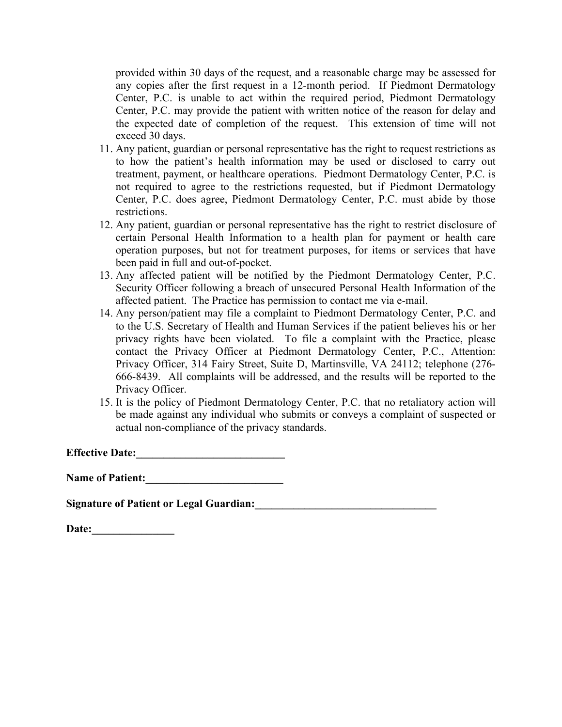provided within 30 days of the request, and a reasonable charge may be assessed for any copies after the first request in a 12-month period. If Piedmont Dermatology Center, P.C. is unable to act within the required period, Piedmont Dermatology Center, P.C. may provide the patient with written notice of the reason for delay and the expected date of completion of the request. This extension of time will not exceed 30 days.

11. Any patient, guardian or personal representative has the right to request restrictions as to how the patient's health information may be used or disclosed to carry out treatment, payment, or healthcare operations. Piedmont Dermatology Center, P.C. is not required to agree to the restrictions requested, but if Piedmont Dermatology Center, P.C. does agree, Piedmont Dermatology Center, P.C. must abide by those restrictions.
12. Any patient, guardian or personal representative has the right to restrict disclosure of certain Personal Health Information to a health plan for payment or health care operation purposes, but not for treatment purposes, for items or services that have been paid in full and out-of-pocket.
13. Any affected patient will be notified by the Piedmont Dermatology Center, P.C. Security Officer following a breach of unsecured Personal Health Information of the affected patient. The Practice has permission to contact me via e-mail.
14. Any person/patient may file a complaint to Piedmont Dermatology Center, P.C. and to the U.S. Secretary of Health and Human Services if the patient believes his or her privacy rights have been violated. To file a complaint with the Practice, please contact the Privacy Officer at Piedmont Dermatology Center, P.C., Attention: Privacy Officer, 314 Fairy Street, Suite D, Martinsville, VA 24112; telephone (276-666-8439. All complaints will be addressed, and the results will be reported to the Privacy Officer.
15. It is the policy of Piedmont Dermatology Center, P.C. that no retaliatory action will be made against any individual who submits or conveys a complaint of suspected or actual non-compliance of the privacy standards.

**Effective Date:____________________________**

**Name of Patient:__________________________**

**Signature of Patient or Legal Guardian:__________________________________**

**Date:_______________**